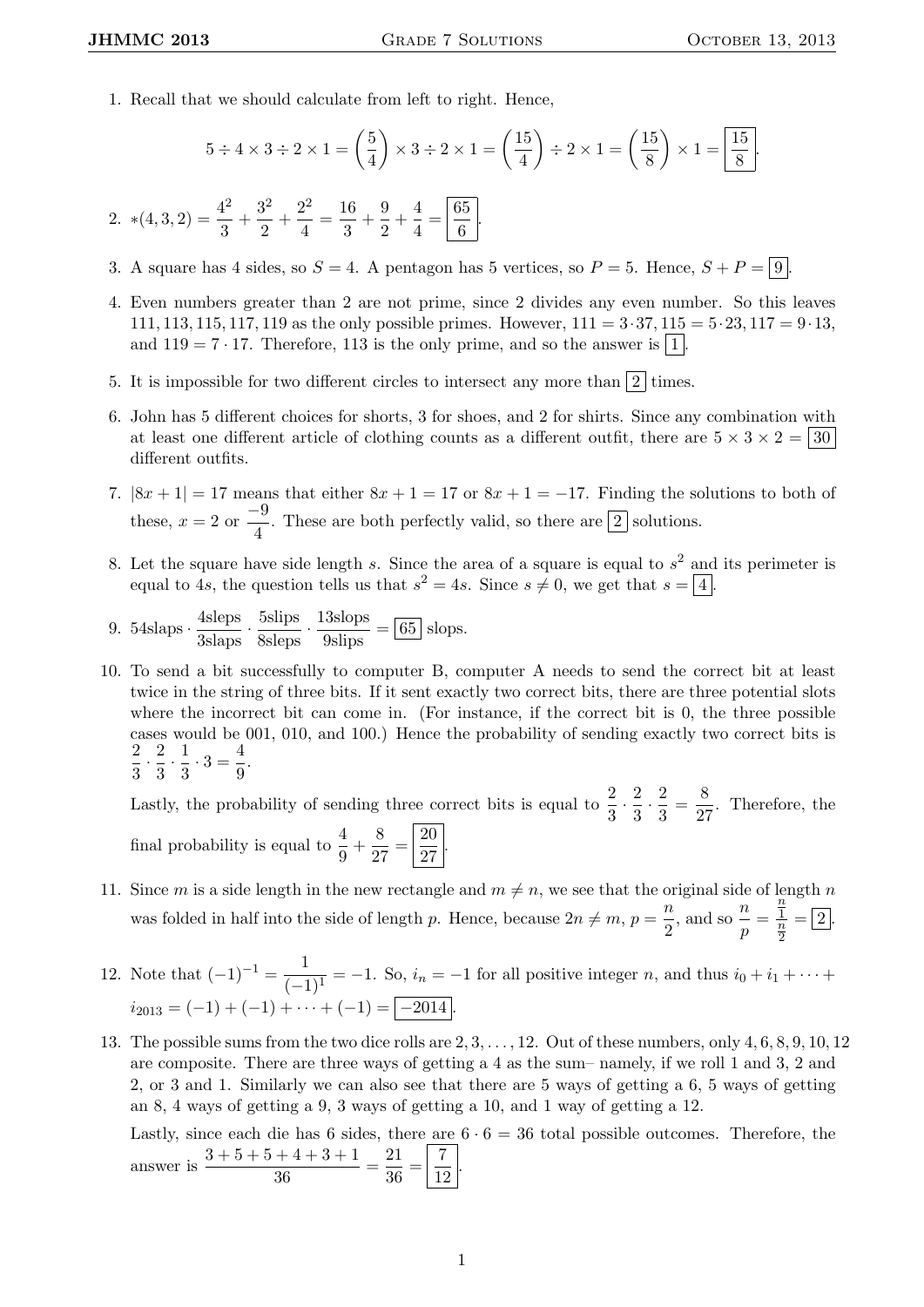1. Recall that we should calculate from left to right. Hence,

$$5 \div 4 \times 3 \div 2 \times 1 = \left(\frac{5}{4}\right) \times 3 \div 2 \times 1 = \left(\frac{15}{4}\right) \div 2 \times 1 = \left(\frac{15}{8}\right) \times 1 = \boxed{\frac{15}{8}}.$$

2. $*(4,3,2) = \dfrac{4^2}{3} + \dfrac{3^2}{2} + \dfrac{2^2}{4} = \dfrac{16}{3} + \dfrac{9}{2} + \dfrac{4}{4} = \boxed{\dfrac{65}{6}}$.

3. A square has 4 sides, so $S = 4$. A pentagon has 5 vertices, so $P = 5$. Hence, $S + P = \boxed{9}$.

4. Even numbers greater than 2 are not prime, since 2 divides any even number. So this leaves $111, 113, 115, 117, 119$ as the only possible primes. However, $111 = 3 \cdot 37$, $115 = 5 \cdot 23$, $117 = 9 \cdot 13$, and $119 = 7 \cdot 17$. Therefore, 113 is the only prime, and so the answer is $\boxed{1}$.

5. It is impossible for two different circles to intersect any more than $\boxed{2}$ times.

6. John has 5 different choices for shorts, 3 for shoes, and 2 for shirts. Since any combination with at least one different article of clothing counts as a different outfit, there are $5 \times 3 \times 2 = \boxed{30}$ different outfits.

7. $|8x + 1| = 17$ means that either $8x + 1 = 17$ or $8x + 1 = -17$. Finding the solutions to both of these, $x = 2$ or $\dfrac{-9}{4}$. These are both perfectly valid, so there are $\boxed{2}$ solutions.

8. Let the square have side length $s$. Since the area of a square is equal to $s^2$ and its perimeter is equal to $4s$, the question tells us that $s^2 = 4s$. Since $s \neq 0$, we get that $s = \boxed{4}$.

9. $54\text{slaps} \cdot \dfrac{4\text{sleps}}{3\text{slaps}} \cdot \dfrac{5\text{slips}}{8\text{sleps}} \cdot \dfrac{13\text{slops}}{9\text{slips}} = \boxed{65}$ slops.

10. To send a bit successfully to computer B, computer A needs to send the correct bit at least twice in the string of three bits. If it sent exactly two correct bits, there are three potential slots where the incorrect bit can come in. (For instance, if the correct bit is 0, the three possible cases would be 001, 010, and 100.) Hence the probability of sending exactly two correct bits is $\dfrac{2}{3} \cdot \dfrac{2}{3} \cdot \dfrac{1}{3} \cdot 3 = \dfrac{4}{9}$.

    Lastly, the probability of sending three correct bits is equal to $\dfrac{2}{3} \cdot \dfrac{2}{3} \cdot \dfrac{2}{3} = \dfrac{8}{27}$. Therefore, the final probability is equal to $\dfrac{4}{9} + \dfrac{8}{27} = \boxed{\dfrac{20}{27}}$.

11. Since $m$ is a side length in the new rectangle and $m \neq n$, we see that the original side of length $n$ was folded in half into the side of length $p$. Hence, because $2n \neq m$, $p = \dfrac{n}{2}$, and so $\dfrac{n}{p} = \dfrac{\frac{n}{1}}{\frac{n}{2}} = \boxed{2}$.

12. Note that $(-1)^{-1} = \dfrac{1}{(-1)^1} = -1$. So, $i_n = -1$ for all positive integer $n$, and thus $i_0 + i_1 + \cdots + i_{2013} = (-1) + (-1) + \cdots + (-1) = \boxed{-2014}$.

13. The possible sums from the two dice rolls are $2, 3, \ldots, 12$. Out of these numbers, only $4, 6, 8, 9, 10, 12$ are composite. There are three ways of getting a 4 as the sum– namely, if we roll 1 and 3, 2 and 2, or 3 and 1. Similarly we can also see that there are 5 ways of getting a 6, 5 ways of getting an 8, 4 ways of getting a 9, 3 ways of getting a 10, and 1 way of getting a 12.

    Lastly, since each die has 6 sides, there are $6 \cdot 6 = 36$ total possible outcomes. Therefore, the answer is $\dfrac{3 + 5 + 5 + 4 + 3 + 1}{36} = \dfrac{21}{36} = \boxed{\dfrac{7}{12}}$.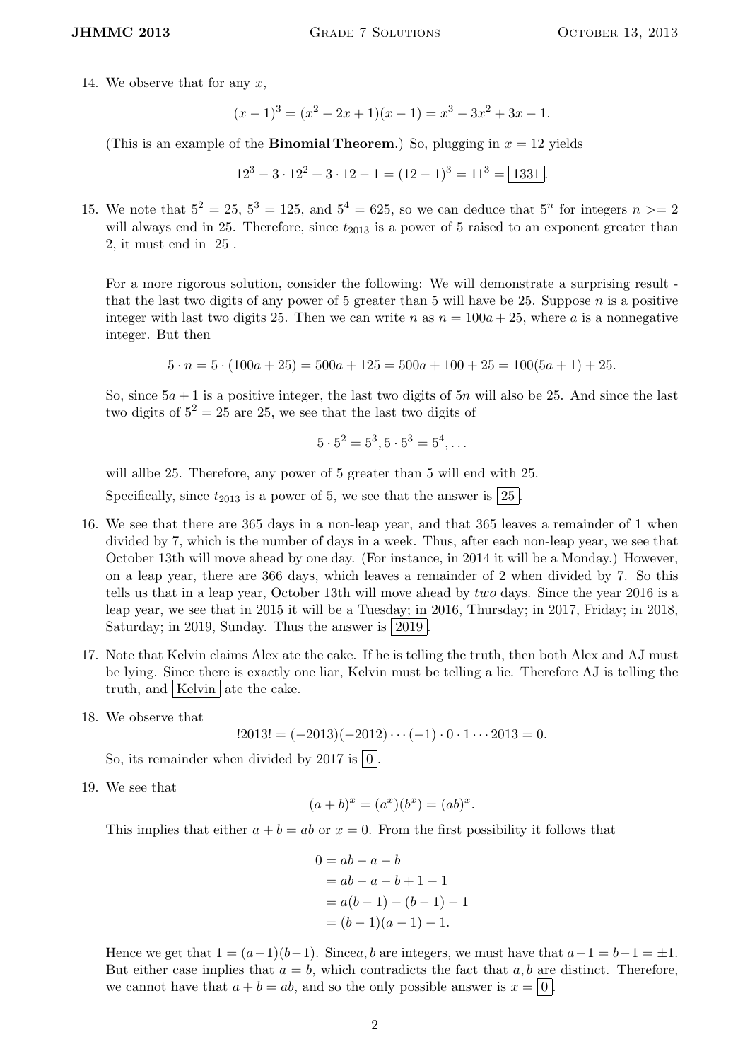14. We observe that for any $x$,

$$(x-1)^3 = (x^2 - 2x + 1)(x - 1) = x^3 - 3x^2 + 3x - 1.$$

(This is an example of the **Binomial Theorem**.) So, plugging in $x = 12$ yields

$$12^3 - 3 \cdot 12^2 + 3 \cdot 12 - 1 = (12-1)^3 = 11^3 = \boxed{1331}.$$

15. We note that $5^2 = 25$, $5^3 = 125$, and $5^4 = 625$, so we can deduce that $5^n$ for integers $n >= 2$ will always end in 25. Therefore, since $t_{2013}$ is a power of 5 raised to an exponent greater than 2, it must end in $\boxed{25}$.

For a more rigorous solution, consider the following: We will demonstrate a surprising result - that the last two digits of any power of 5 greater than 5 will have be 25. Suppose $n$ is a positive integer with last two digits 25. Then we can write $n$ as $n = 100a + 25$, where $a$ is a nonnegative integer. But then

$$5 \cdot n = 5 \cdot (100a + 25) = 500a + 125 = 500a + 100 + 25 = 100(5a + 1) + 25.$$

So, since $5a + 1$ is a positive integer, the last two digits of $5n$ will also be 25. And since the last two digits of $5^2 = 25$ are 25, we see that the last two digits of

$$5 \cdot 5^2 = 5^3, 5 \cdot 5^3 = 5^4, \ldots$$

will allbe 25. Therefore, any power of 5 greater than 5 will end with 25.

Specifically, since $t_{2013}$ is a power of 5, we see that the answer is $\boxed{25}$.

16. We see that there are 365 days in a non-leap year, and that 365 leaves a remainder of 1 when divided by 7, which is the number of days in a week. Thus, after each non-leap year, we see that October 13th will move ahead by one day. (For instance, in 2014 it will be a Monday.) However, on a leap year, there are 366 days, which leaves a remainder of 2 when divided by 7. So this tells us that in a leap year, October 13th will move ahead by *two* days. Since the year 2016 is a leap year, we see that in 2015 it will be a Tuesday; in 2016, Thursday; in 2017, Friday; in 2018, Saturday; in 2019, Sunday. Thus the answer is $\boxed{2019}$.

17. Note that Kelvin claims Alex ate the cake. If he is telling the truth, then both Alex and AJ must be lying. Since there is exactly one liar, Kelvin must be telling a lie. Therefore AJ is telling the truth, and $\boxed{\text{Kelvin}}$ ate the cake.

18. We observe that

$$!2013! = (-2013)(-2012) \cdots (-1) \cdot 0 \cdot 1 \cdots 2013 = 0.$$

So, its remainder when divided by 2017 is $\boxed{0}$.

19. We see that

$$(a+b)^x = (a^x)(b^x) = (ab)^x.$$

This implies that either $a + b = ab$ or $x = 0$. From the first possibility it follows that

$$\begin{aligned}
0 &= ab - a - b \\
&= ab - a - b + 1 - 1 \\
&= a(b-1) - (b-1) - 1 \\
&= (b-1)(a-1) - 1.
\end{aligned}$$

Hence we get that $1 = (a-1)(b-1)$. Since$a, b$ are integers, we must have that $a - 1 = b - 1 = \pm 1$. But either case implies that $a = b$, which contradicts the fact that $a, b$ are distinct. Therefore, we cannot have that $a + b = ab$, and so the only possible answer is $x = \boxed{0}$.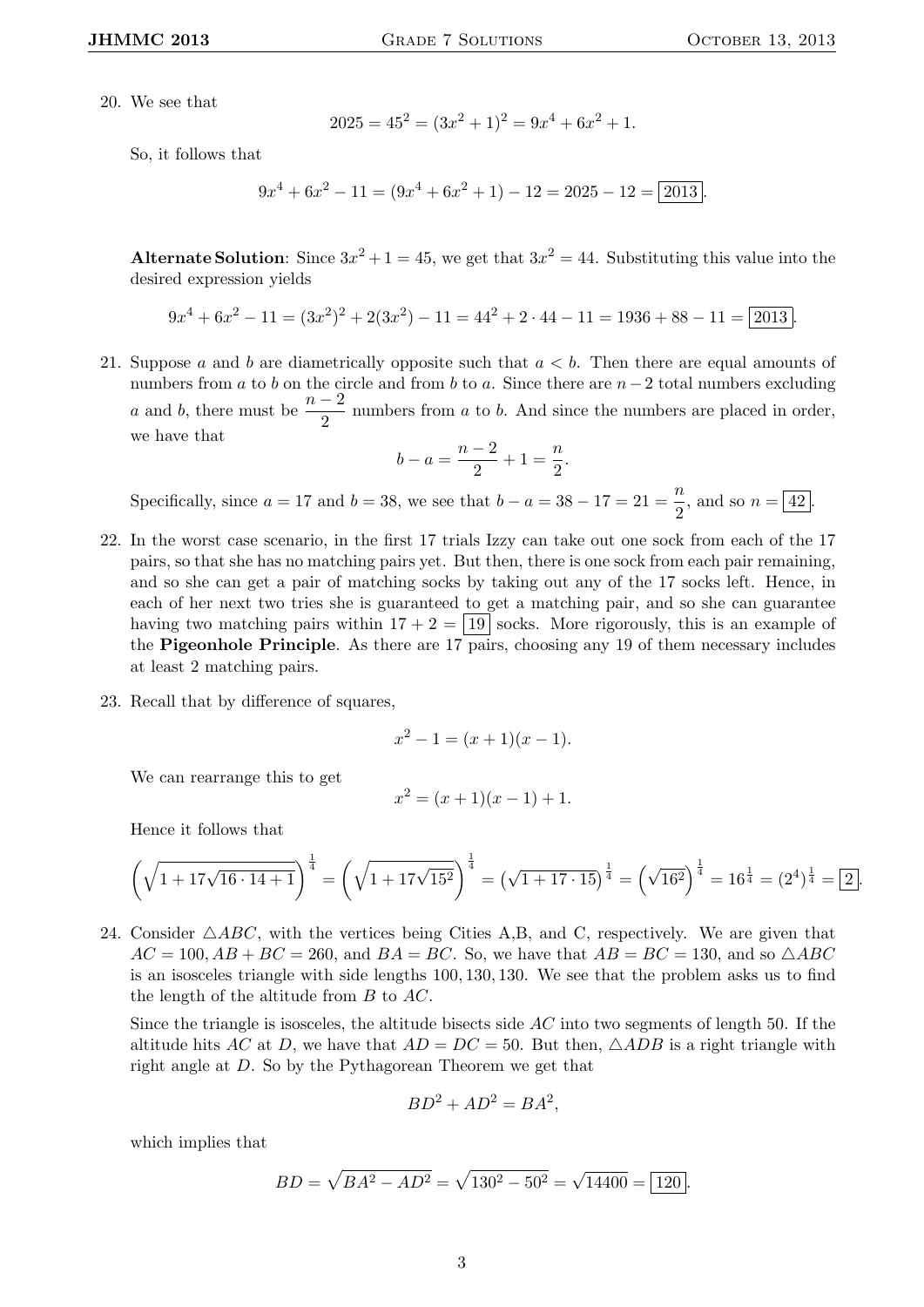20. We see that

$$2025 = 45^2 = (3x^2 + 1)^2 = 9x^4 + 6x^2 + 1.$$

So, it follows that

$$9x^4 + 6x^2 - 11 = (9x^4 + 6x^2 + 1) - 12 = 2025 - 12 = \boxed{2013}.$$

**Alternate Solution**: Since $3x^2 + 1 = 45$, we get that $3x^2 = 44$. Substituting this value into the desired expression yields

$$9x^4 + 6x^2 - 11 = (3x^2)^2 + 2(3x^2) - 11 = 44^2 + 2 \cdot 44 - 11 = 1936 + 88 - 11 = \boxed{2013}.$$

21. Suppose $a$ and $b$ are diametrically opposite such that $a < b$. Then there are equal amounts of numbers from $a$ to $b$ on the circle and from $b$ to $a$. Since there are $n - 2$ total numbers excluding $a$ and $b$, there must be $\frac{n-2}{2}$ numbers from $a$ to $b$. And since the numbers are placed in order, we have that

$$b - a = \frac{n-2}{2} + 1 = \frac{n}{2}.$$

Specifically, since $a = 17$ and $b = 38$, we see that $b - a = 38 - 17 = 21 = \frac{n}{2}$, and so $n = \boxed{42}$.

22. In the worst case scenario, in the first 17 trials Izzy can take out one sock from each of the 17 pairs, so that she has no matching pairs yet. But then, there is one sock from each pair remaining, and so she can get a pair of matching socks by taking out any of the 17 socks left. Hence, in each of her next two tries she is guaranteed to get a matching pair, and so she can guarantee having two matching pairs within $17 + 2 = \boxed{19}$ socks. More rigorously, this is an example of the **Pigeonhole Principle**. As there are 17 pairs, choosing any 19 of them necessary includes at least 2 matching pairs.

23. Recall that by difference of squares,

$$x^2 - 1 = (x + 1)(x - 1).$$

We can rearrange this to get

$$x^2 = (x + 1)(x - 1) + 1.$$

Hence it follows that

$$\left(\sqrt{1 + 17\sqrt{16 \cdot 14 + 1}}\right)^{\frac{1}{4}} = \left(\sqrt{1 + 17\sqrt{15^2}}\right)^{\frac{1}{4}} = \left(\sqrt{1 + 17 \cdot 15}\right)^{\frac{1}{4}} = \left(\sqrt{16^2}\right)^{\frac{1}{4}} = 16^{\frac{1}{4}} = (2^4)^{\frac{1}{4}} = \boxed{2}.$$

24. Consider $\triangle ABC$, with the vertices being Cities A,B, and C, respectively. We are given that $AC = 100, AB + BC = 260$, and $BA = BC$. So, we have that $AB = BC = 130$, and so $\triangle ABC$ is an isosceles triangle with side lengths $100, 130, 130$. We see that the problem asks us to find the length of the altitude from $B$ to $AC$.

Since the triangle is isosceles, the altitude bisects side $AC$ into two segments of length 50. If the altitude hits $AC$ at $D$, we have that $AD = DC = 50$. But then, $\triangle ADB$ is a right triangle with right angle at $D$. So by the Pythagorean Theorem we get that

$$BD^2 + AD^2 = BA^2,$$

which implies that

$$BD = \sqrt{BA^2 - AD^2} = \sqrt{130^2 - 50^2} = \sqrt{14400} = \boxed{120}.$$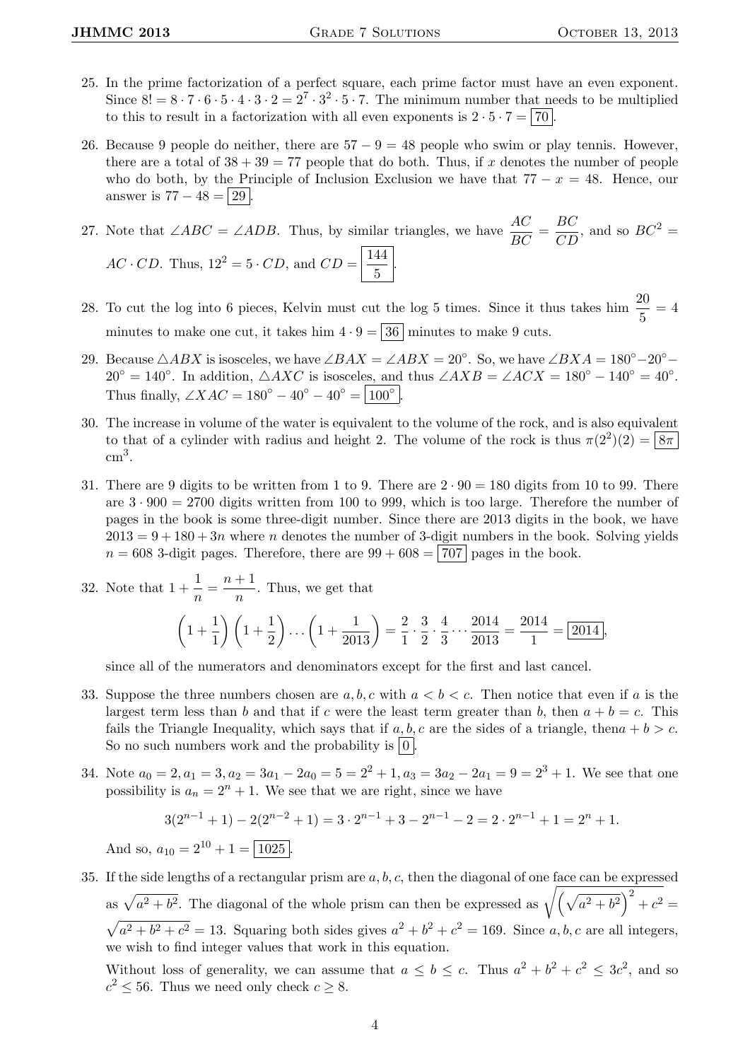25. In the prime factorization of a perfect square, each prime factor must have an even exponent. Since $8! = 8 \cdot 7 \cdot 6 \cdot 5 \cdot 4 \cdot 3 \cdot 2 = 2^7 \cdot 3^2 \cdot 5 \cdot 7$. The minimum number that needs to be multiplied to this to result in a factorization with all even exponents is $2 \cdot 5 \cdot 7 = \boxed{70}$.

26. Because 9 people do neither, there are $57 - 9 = 48$ people who swim or play tennis. However, there are a total of $38 + 39 = 77$ people that do both. Thus, if $x$ denotes the number of people who do both, by the Principle of Inclusion Exclusion we have that $77 - x = 48$. Hence, our answer is $77 - 48 = \boxed{29}$.

27. Note that $\angle ABC = \angle ADB$. Thus, by similar triangles, we have $\dfrac{AC}{BC} = \dfrac{BC}{CD}$, and so $BC^2 = AC \cdot CD$. Thus, $12^2 = 5 \cdot CD$, and $CD = \boxed{\dfrac{144}{5}}$.

28. To cut the log into 6 pieces, Kelvin must cut the log 5 times. Since it thus takes him $\dfrac{20}{5} = 4$ minutes to make one cut, it takes him $4 \cdot 9 = \boxed{36}$ minutes to make 9 cuts.

29. Because $\triangle ABX$ is isosceles, we have $\angle BAX = \angle ABX = 20^\circ$. So, we have $\angle BXA = 180^\circ - 20^\circ - 20^\circ = 140^\circ$. In addition, $\triangle AXC$ is isosceles, and thus $\angle AXB = \angle ACX = 180^\circ - 140^\circ = 40^\circ$. Thus finally, $\angle XAC = 180^\circ - 40^\circ - 40^\circ = \boxed{100^\circ}$.

30. The increase in volume of the water is equivalent to the volume of the rock, and is also equivalent to that of a cylinder with radius and height 2. The volume of the rock is thus $\pi(2^2)(2) = \boxed{8\pi}$ $\text{cm}^3$.

31. There are 9 digits to be written from 1 to 9. There are $2 \cdot 90 = 180$ digits from 10 to 99. There are $3 \cdot 900 = 2700$ digits written from 100 to 999, which is too large. Therefore the number of pages in the book is some three-digit number. Since there are 2013 digits in the book, we have $2013 = 9 + 180 + 3n$ where $n$ denotes the number of 3-digit numbers in the book. Solving yields $n = 608$ 3-digit pages. Therefore, there are $99 + 608 = \boxed{707}$ pages in the book.

32. Note that $1 + \dfrac{1}{n} = \dfrac{n+1}{n}$. Thus, we get that

$$\left(1 + \frac{1}{1}\right)\left(1 + \frac{1}{2}\right)\dots\left(1 + \frac{1}{2013}\right) = \frac{2}{1} \cdot \frac{3}{2} \cdot \frac{4}{3} \cdots \frac{2014}{2013} = \frac{2014}{1} = \boxed{2014},$$

since all of the numerators and denominators except for the first and last cancel.

33. Suppose the three numbers chosen are $a, b, c$ with $a < b < c$. Then notice that even if $a$ is the largest term less than $b$ and that if $c$ were the least term greater than $b$, then $a + b = c$. This fails the Triangle Inequality, which says that if $a, b, c$ are the sides of a triangle, then$a + b > c$. So no such numbers work and the probability is $\boxed{0}$.

34. Note $a_0 = 2, a_1 = 3, a_2 = 3a_1 - 2a_0 = 5 = 2^2 + 1, a_3 = 3a_2 - 2a_1 = 9 = 2^3 + 1$. We see that one possibility is $a_n = 2^n + 1$. We see that we are right, since we have

$$3(2^{n-1} + 1) - 2(2^{n-2} + 1) = 3 \cdot 2^{n-1} + 3 - 2^{n-1} - 2 = 2 \cdot 2^{n-1} + 1 = 2^n + 1.$$

And so, $a_{10} = 2^{10} + 1 = \boxed{1025}$.

35. If the side lengths of a rectangular prism are $a, b, c$, then the diagonal of one face can be expressed as $\sqrt{a^2 + b^2}$. The diagonal of the whole prism can then be expressed as $\sqrt{\left(\sqrt{a^2 + b^2}\right)^2 + c^2} = \sqrt{a^2 + b^2 + c^2} = 13$. Squaring both sides gives $a^2 + b^2 + c^2 = 169$. Since $a, b, c$ are all integers, we wish to find integer values that work in this equation.

Without loss of generality, we can assume that $a \le b \le c$. Thus $a^2 + b^2 + c^2 \le 3c^2$, and so $c^2 \le 56$. Thus we need only check $c \ge 8$.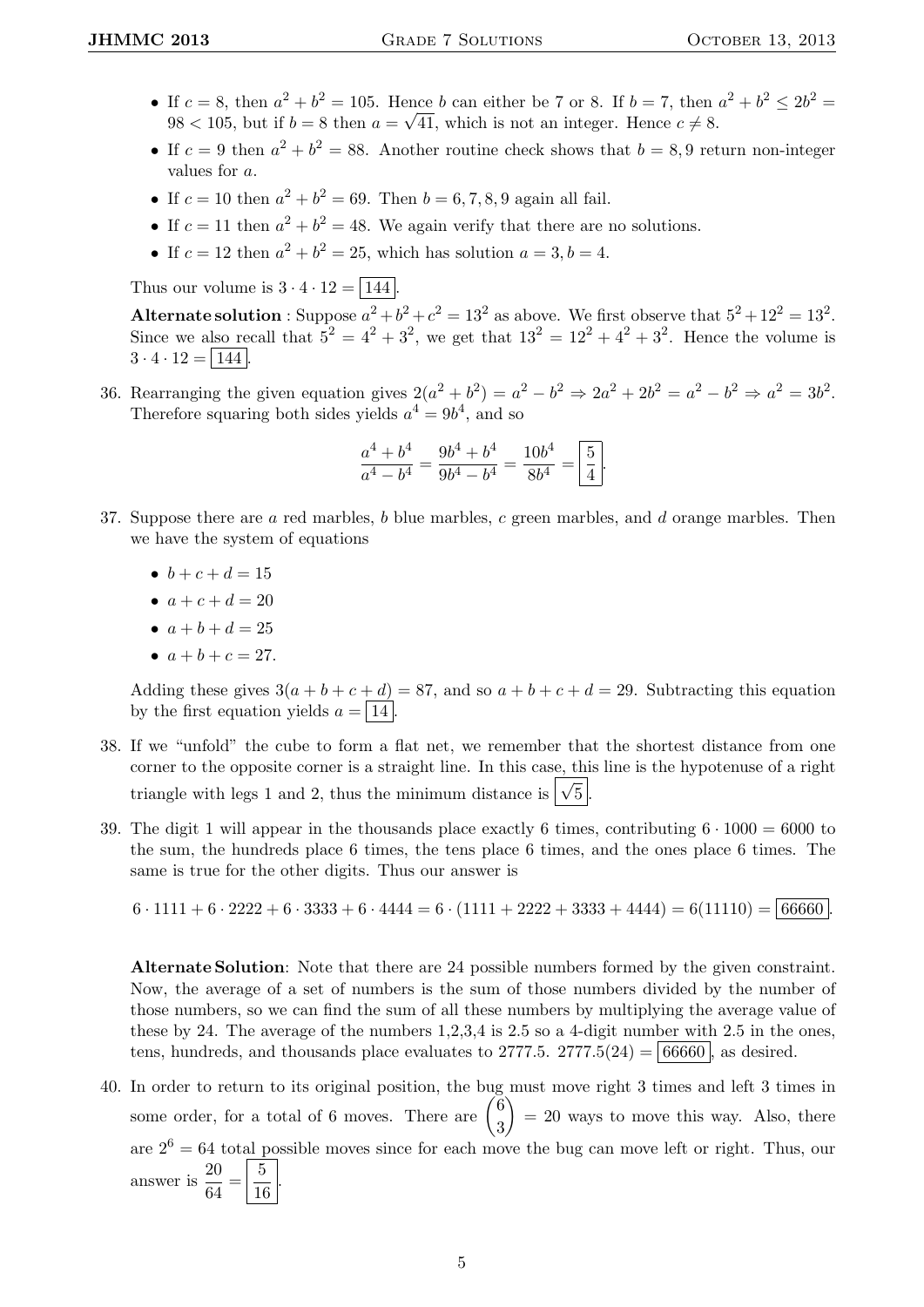- If $c = 8$, then $a^2 + b^2 = 105$. Hence $b$ can either be 7 or 8. If $b = 7$, then $a^2 + b^2 \le 2b^2 = 98 < 105$, but if $b = 8$ then $a = \sqrt{41}$, which is not an integer. Hence $c \neq 8$.
- If $c = 9$ then $a^2 + b^2 = 88$. Another routine check shows that $b = 8, 9$ return non-integer values for $a$.
- If $c = 10$ then $a^2 + b^2 = 69$. Then $b = 6, 7, 8, 9$ again all fail.
- If $c = 11$ then $a^2 + b^2 = 48$. We again verify that there are no solutions.
- If $c = 12$ then $a^2 + b^2 = 25$, which has solution $a = 3, b = 4$.

Thus our volume is $3 \cdot 4 \cdot 12 = \boxed{144}$.

**Alternate solution** : Suppose $a^2 + b^2 + c^2 = 13^2$ as above. We first observe that $5^2 + 12^2 = 13^2$. Since we also recall that $5^2 = 4^2 + 3^2$, we get that $13^2 = 12^2 + 4^2 + 3^2$. Hence the volume is $3 \cdot 4 \cdot 12 = \boxed{144}$.

36. Rearranging the given equation gives $2(a^2 + b^2) = a^2 - b^2 \Rightarrow 2a^2 + 2b^2 = a^2 - b^2 \Rightarrow a^2 = 3b^2$. Therefore squaring both sides yields $a^4 = 9b^4$, and so

$$\frac{a^4 + b^4}{a^4 - b^4} = \frac{9b^4 + b^4}{9b^4 - b^4} = \frac{10b^4}{8b^4} = \boxed{\frac{5}{4}}.$$

37. Suppose there are $a$ red marbles, $b$ blue marbles, $c$ green marbles, and $d$ orange marbles. Then we have the system of equations

- $b + c + d = 15$
- $a + c + d = 20$
- $a + b + d = 25$
- $a + b + c = 27$.

Adding these gives $3(a + b + c + d) = 87$, and so $a + b + c + d = 29$. Subtracting this equation by the first equation yields $a = \boxed{14}$.

38. If we "unfold" the cube to form a flat net, we remember that the shortest distance from one corner to the opposite corner is a straight line. In this case, this line is the hypotenuse of a right triangle with legs 1 and 2, thus the minimum distance is $\boxed{\sqrt{5}}$.

39. The digit 1 will appear in the thousands place exactly 6 times, contributing $6 \cdot 1000 = 6000$ to the sum, the hundreds place 6 times, the tens place 6 times, and the ones place 6 times. The same is true for the other digits. Thus our answer is

$$6 \cdot 1111 + 6 \cdot 2222 + 6 \cdot 3333 + 6 \cdot 4444 = 6 \cdot (1111 + 2222 + 3333 + 4444) = 6(11110) = \boxed{66660}.$$

**Alternate Solution**: Note that there are 24 possible numbers formed by the given constraint. Now, the average of a set of numbers is the sum of those numbers divided by the number of those numbers, so we can find the sum of all these numbers by multiplying the average value of these by 24. The average of the numbers 1,2,3,4 is 2.5 so a 4-digit number with 2.5 in the ones, tens, hundreds, and thousands place evaluates to 2777.5. $2777.5(24) = \boxed{66660}$, as desired.

40. In order to return to its original position, the bug must move right 3 times and left 3 times in some order, for a total of 6 moves. There are $\binom{6}{3} = 20$ ways to move this way. Also, there are $2^6 = 64$ total possible moves since for each move the bug can move left or right. Thus, our answer is $\frac{20}{64} = \boxed{\frac{5}{16}}$.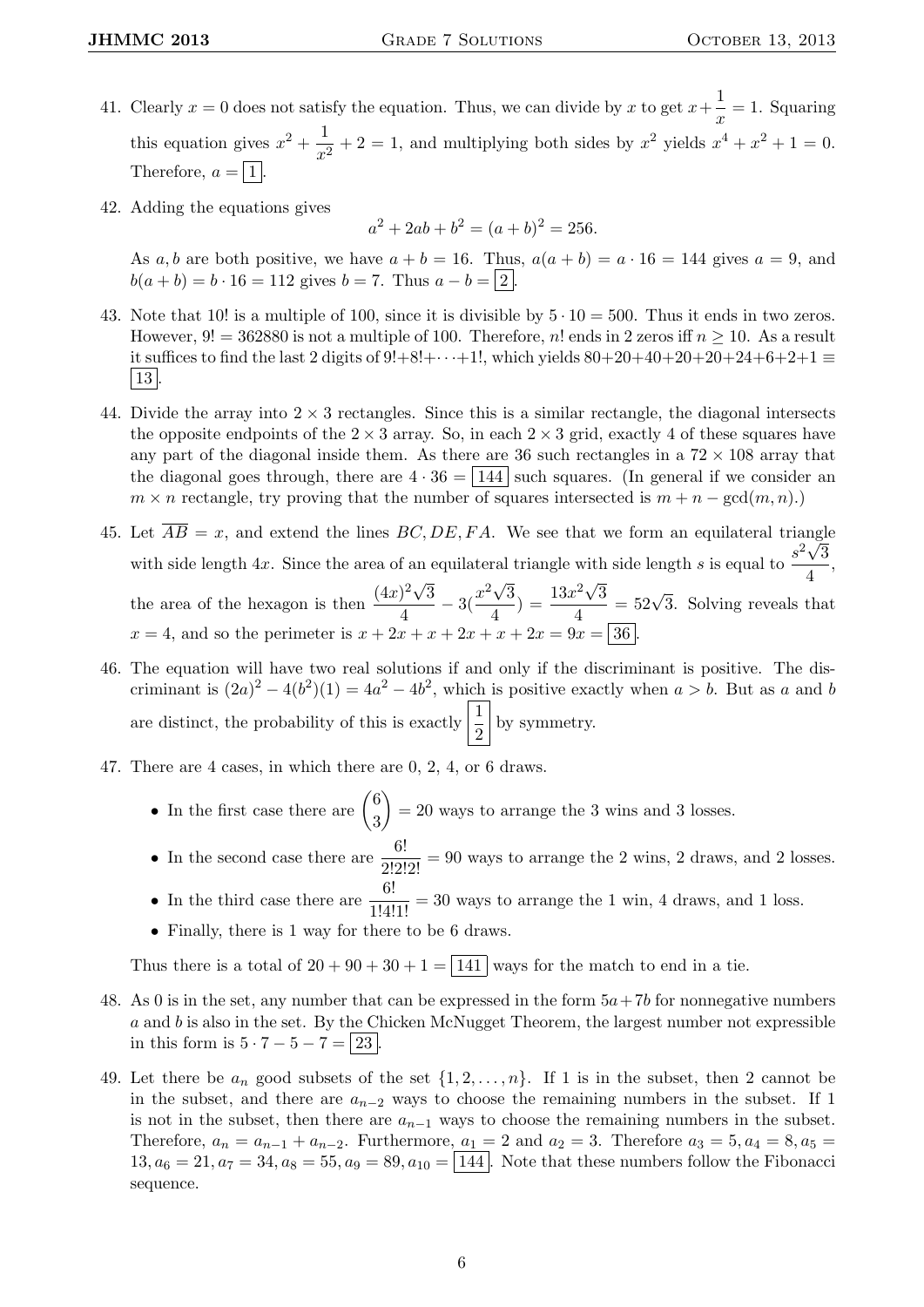41. Clearly $x = 0$ does not satisfy the equation. Thus, we can divide by $x$ to get $x + \dfrac{1}{x} = 1$. Squaring this equation gives $x^2 + \dfrac{1}{x^2} + 2 = 1$, and multiplying both sides by $x^2$ yields $x^4 + x^2 + 1 = 0$. Therefore, $a = \boxed{1}$.

42. Adding the equations gives
$$a^2 + 2ab + b^2 = (a+b)^2 = 256.$$
As $a, b$ are both positive, we have $a + b = 16$. Thus, $a(a+b) = a \cdot 16 = 144$ gives $a = 9$, and $b(a+b) = b \cdot 16 = 112$ gives $b = 7$. Thus $a - b = \boxed{2}$.

43. Note that $10!$ is a multiple of 100, since it is divisible by $5 \cdot 10 = 500$. Thus it ends in two zeros. However, $9! = 362880$ is not a multiple of 100. Therefore, $n!$ ends in 2 zeros iff $n \geq 10$. As a result it suffices to find the last 2 digits of $9! + 8! + \cdots + 1!$, which yields $80 + 20 + 40 + 20 + 20 + 24 + 6 + 2 + 1 \equiv \boxed{13}$.

44. Divide the array into $2 \times 3$ rectangles. Since this is a similar rectangle, the diagonal intersects the opposite endpoints of the $2 \times 3$ array. So, in each $2 \times 3$ grid, exactly 4 of these squares have any part of the diagonal inside them. As there are 36 such rectangles in a $72 \times 108$ array that the diagonal goes through, there are $4 \cdot 36 = \boxed{144}$ such squares. (In general if we consider an $m \times n$ rectangle, try proving that the number of squares intersected is $m + n - \gcd(m, n)$.)

45. Let $\overline{AB} = x$, and extend the lines $BC, DE, FA$. We see that we form an equilateral triangle with side length $4x$. Since the area of an equilateral triangle with side length $s$ is equal to $\dfrac{s^2\sqrt{3}}{4}$, the area of the hexagon is then $\dfrac{(4x)^2\sqrt{3}}{4} - 3(\dfrac{x^2\sqrt{3}}{4}) = \dfrac{13x^2\sqrt{3}}{4} = 52\sqrt{3}$. Solving reveals that $x = 4$, and so the perimeter is $x + 2x + x + 2x + x + 2x = 9x = \boxed{36}$.

46. The equation will have two real solutions if and only if the discriminant is positive. The discriminant is $(2a)^2 - 4(b^2)(1) = 4a^2 - 4b^2$, which is positive exactly when $a > b$. But as $a$ and $b$ are distinct, the probability of this is exactly $\boxed{\dfrac{1}{2}}$ by symmetry.

47. There are 4 cases, in which there are 0, 2, 4, or 6 draws.

   - In the first case there are $\dbinom{6}{3} = 20$ ways to arrange the 3 wins and 3 losses.
   - In the second case there are $\dfrac{6!}{2!2!2!} = 90$ ways to arrange the 2 wins, 2 draws, and 2 losses.
   - In the third case there are $\dfrac{6!}{1!4!1!} = 30$ ways to arrange the 1 win, 4 draws, and 1 loss.
   - Finally, there is 1 way for there to be 6 draws.

   Thus there is a total of $20 + 90 + 30 + 1 = \boxed{141}$ ways for the match to end in a tie.

48. As 0 is in the set, any number that can be expressed in the form $5a + 7b$ for nonnegative numbers $a$ and $b$ is also in the set. By the Chicken McNugget Theorem, the largest number not expressible in this form is $5 \cdot 7 - 5 - 7 = \boxed{23}$.

49. Let there be $a_n$ good subsets of the set $\{1, 2, \ldots, n\}$. If 1 is in the subset, then 2 cannot be in the subset, and there are $a_{n-2}$ ways to choose the remaining numbers in the subset. If 1 is not in the subset, then there are $a_{n-1}$ ways to choose the remaining numbers in the subset. Therefore, $a_n = a_{n-1} + a_{n-2}$. Furthermore, $a_1 = 2$ and $a_2 = 3$. Therefore $a_3 = 5, a_4 = 8, a_5 = 13, a_6 = 21, a_7 = 34, a_8 = 55, a_9 = 89, a_{10} = \boxed{144}$. Note that these numbers follow the Fibonacci sequence.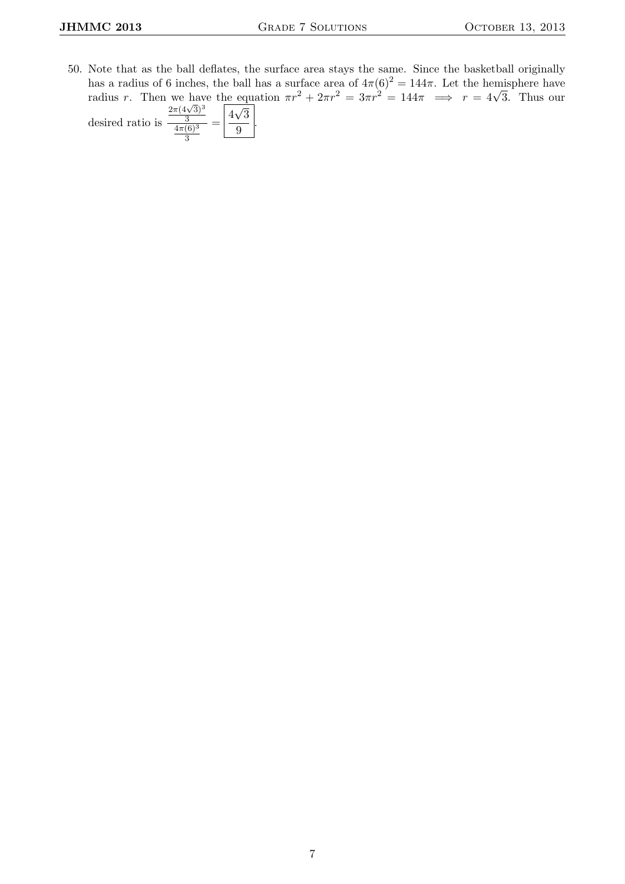50. Note that as the ball deflates, the surface area stays the same. Since the basketball originally has a radius of 6 inches, the ball has a surface area of $4\pi(6)^2 = 144\pi$. Let the hemisphere have radius $r$. Then we have the equation $\pi r^2 + 2\pi r^2 = 3\pi r^2 = 144\pi \implies r = 4\sqrt{3}$. Thus our desired ratio is $\dfrac{\frac{2\pi(4\sqrt{3})^3}{3}}{\frac{4\pi(6)^3}{3}} = \boxed{\dfrac{4\sqrt{3}}{9}}$.